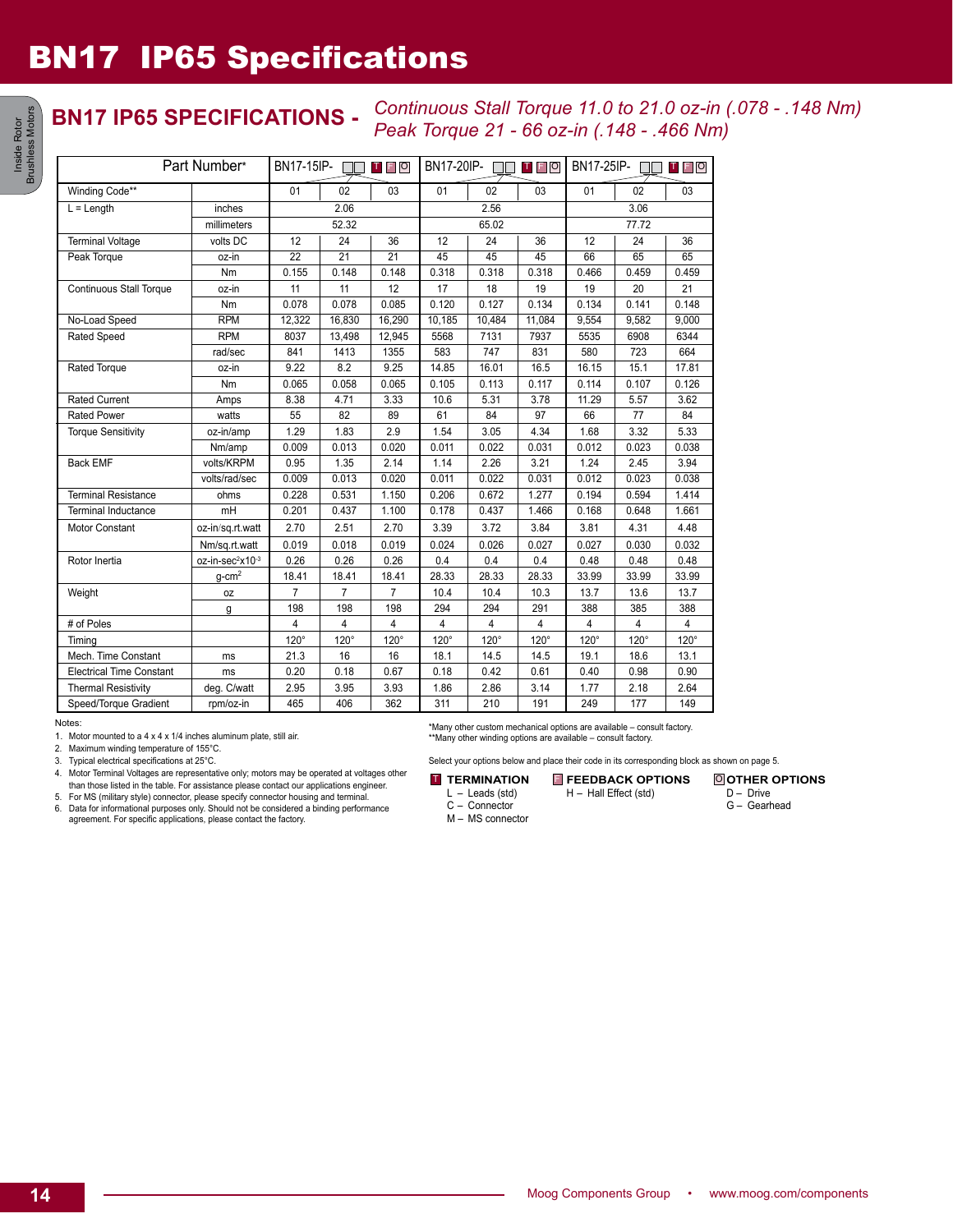# BN17 IP65 Specifications

## BN17 IP65 SPECIFICATIONS - *Continuous Stall Torque 11.0 to 21.0 oz-in (.078 - .148 Nm) Peak Torque 21 - 66 oz-in (.148 - .466 Nm)*

| Part Number* | | BN17-15IP- □□ T F O | | | BN17-20IP- □□ T F O | | | BN17-25IP- □□ T F O | | |
|---|---|---|---|---|---|---|---|---|---|---|
| Winding Code** | | 01 | 02 | 03 | 01 | 02 | 03 | 01 | 02 | 03 |
| L = Length | inches | 2.06 | | | 2.56 | | | 3.06 | | |
| | millimeters | 52.32 | | | 65.02 | | | 77.72 | | |
| Terminal Voltage | volts DC | 12 | 24 | 36 | 12 | 24 | 36 | 12 | 24 | 36 |
| Peak Torque | oz-in | 22 | 21 | 21 | 45 | 45 | 45 | 66 | 65 | 65 |
| | Nm | 0.155 | 0.148 | 0.148 | 0.318 | 0.318 | 0.318 | 0.466 | 0.459 | 0.459 |
| Continuous Stall Torque | oz-in | 11 | 11 | 12 | 17 | 18 | 19 | 19 | 20 | 21 |
| | Nm | 0.078 | 0.078 | 0.085 | 0.120 | 0.127 | 0.134 | 0.134 | 0.141 | 0.148 |
| No-Load Speed | RPM | 12,322 | 16,830 | 16,290 | 10,185 | 10,484 | 11,084 | 9,554 | 9,582 | 9,000 |
| Rated Speed | RPM | 8037 | 13,498 | 12,945 | 5568 | 7131 | 7937 | 5535 | 6908 | 6344 |
| | rad/sec | 841 | 1413 | 1355 | 583 | 747 | 831 | 580 | 723 | 664 |
| Rated Torque | oz-in | 9.22 | 8.2 | 9.25 | 14.85 | 16.01 | 16.5 | 16.15 | 15.1 | 17.81 |
| | Nm | 0.065 | 0.058 | 0.065 | 0.105 | 0.113 | 0.117 | 0.114 | 0.107 | 0.126 |
| Rated Current | Amps | 8.38 | 4.71 | 3.33 | 10.6 | 5.31 | 3.78 | 11.29 | 5.57 | 3.62 |
| Rated Power | watts | 55 | 82 | 89 | 61 | 84 | 97 | 66 | 77 | 84 |
| Torque Sensitivity | oz-in/amp | 1.29 | 1.83 | 2.9 | 1.54 | 3.05 | 4.34 | 1.68 | 3.32 | 5.33 |
| | Nm/amp | 0.009 | 0.013 | 0.020 | 0.011 | 0.022 | 0.031 | 0.012 | 0.023 | 0.038 |
| Back EMF | volts/KRPM | 0.95 | 1.35 | 2.14 | 1.14 | 2.26 | 3.21 | 1.24 | 2.45 | 3.94 |
| | volts/rad/sec | 0.009 | 0.013 | 0.020 | 0.011 | 0.022 | 0.031 | 0.012 | 0.023 | 0.038 |
| Terminal Resistance | ohms | 0.228 | 0.531 | 1.150 | 0.206 | 0.672 | 1.277 | 0.194 | 0.594 | 1.414 |
| Terminal Inductance | mH | 0.201 | 0.437 | 1.100 | 0.178 | 0.437 | 1.466 | 0.168 | 0.648 | 1.661 |
| Motor Constant | oz-in/sq.rt.watt | 2.70 | 2.51 | 2.70 | 3.39 | 3.72 | 3.84 | 3.81 | 4.31 | 4.48 |
| | Nm/sq.rt.watt | 0.019 | 0.018 | 0.019 | 0.024 | 0.026 | 0.027 | 0.027 | 0.030 | 0.032 |
| Rotor Inertia | oz-in-sec$^2$x10$^{-3}$ | 0.26 | 0.26 | 0.26 | 0.4 | 0.4 | 0.4 | 0.48 | 0.48 | 0.48 |
| | g-cm$^2$ | 18.41 | 18.41 | 18.41 | 28.33 | 28.33 | 28.33 | 33.99 | 33.99 | 33.99 |
| Weight | oz | 7 | 7 | 7 | 10.4 | 10.4 | 10.3 | 13.7 | 13.6 | 13.7 |
| | g | 198 | 198 | 198 | 294 | 294 | 291 | 388 | 385 | 388 |
| # of Poles | | 4 | 4 | 4 | 4 | 4 | 4 | 4 | 4 | 4 |
| Timing | | 120° | 120° | 120° | 120° | 120° | 120° | 120° | 120° | 120° |
| Mech. Time Constant | ms | 21.3 | 16 | 16 | 18.1 | 14.5 | 14.5 | 19.1 | 18.6 | 13.1 |
| Electrical Time Constant | ms | 0.20 | 0.18 | 0.67 | 0.18 | 0.42 | 0.61 | 0.40 | 0.98 | 0.90 |
| Thermal Resistivity | deg. C/watt | 2.95 | 3.95 | 3.93 | 1.86 | 2.86 | 3.14 | 1.77 | 2.18 | 2.64 |
| Speed/Torque Gradient | rpm/oz-in | 465 | 406 | 362 | 311 | 210 | 191 | 249 | 177 | 149 |

Notes:

1. Motor mounted to a 4 x 4 x 1/4 inches aluminum plate, still air.
2. Maximum winding temperature of 155°C.
3. Typical electrical specifications at 25°C.
4. Motor Terminal Voltages are representative only; motors may be operated at voltages other than those listed in the table. For assistance please contact our applications engineer.
5. For MS (military style) connector, please specify connector housing and terminal.
6. Data for informational purposes only. Should not be considered a binding performance agreement. For specific applications, please contact the factory.

*Many other custom mechanical options are available – consult factory.
**Many other winding options are available – consult factory.

Select your options below and place their code in its corresponding block as shown on page 5.

**T TERMINATION**
- L – Leads (std)
- C – Connector
- M – MS connector

**F FEEDBACK OPTIONS**
- H – Hall Effect (std)

**O OTHER OPTIONS**
- D – Drive
- G – Gearhead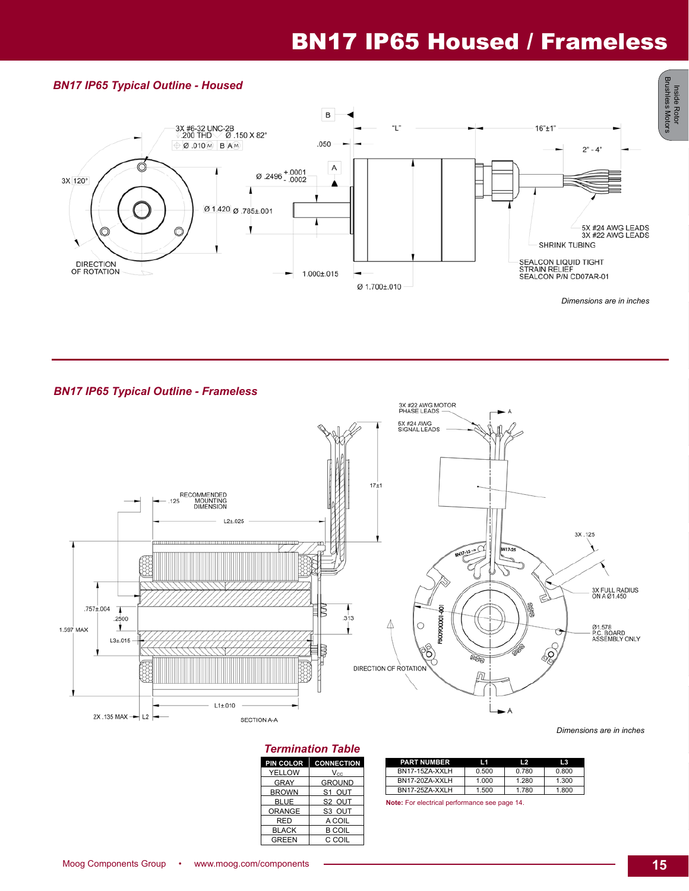# BN17 IP65 Housed / Frameless

## BN17 IP65 Typical Outline - Housed

3X #6-32 UNC-2B
.200 THD Ø .150 X 82°
Ø .010 M B A M

3X 120°

DIRECTION OF ROTATION

Ø 1.420

Ø .2496 +.0001 -.0002

Ø .785±.001

.050

"L"

16"±1"

2" - 4"

1.000±.015

Ø 1.700±.010

5X #24 AWG LEADS
3X #22 AWG LEADS

SHRINK TUBING

SEALCON LIQUID TIGHT STRAIN RELIEF
SEALCON P/N CD07AR-01

*Dimensions are in inches*

## BN17 IP65 Typical Outline - Frameless

3X #22 AWG MOTOR PHASE LEADS

5X #24 AWG SIGNAL LEADS

17±1

RECOMMENDED MOUNTING DIMENSION .125

L2±.025

.757±.004

.2500

1.597 MAX

L3±.015

.313

L1±.010

2X .135 MAX L2

SECTION A-A

3X .125

3X FULL RADIUS ON A Ø1.450

Ø1.578 P.C. BOARD ASSEMBLY ONLY

DIRECTION OF ROTATION

*Dimensions are in inches*

### Termination Table

| PIN COLOR | CONNECTION |
| --- | --- |
| YELLOW | $V_{CC}$ |
| GRAY | GROUND |
| BROWN | S1 OUT |
| BLUE | S2 OUT |
| ORANGE | S3 OUT |
| RED | A COIL |
| BLACK | B COIL |
| GREEN | C COIL |

| PART NUMBER | L1 | L2 | L3 |
| --- | --- | --- | --- |
| BN17-15ZA-XXLH | 0.500 | 0.780 | 0.800 |
| BN17-20ZA-XXLH | 1.000 | 1.280 | 1.300 |
| BN17-25ZA-XXLH | 1.500 | 1.780 | 1.800 |

**Note:** For electrical performance see page 14.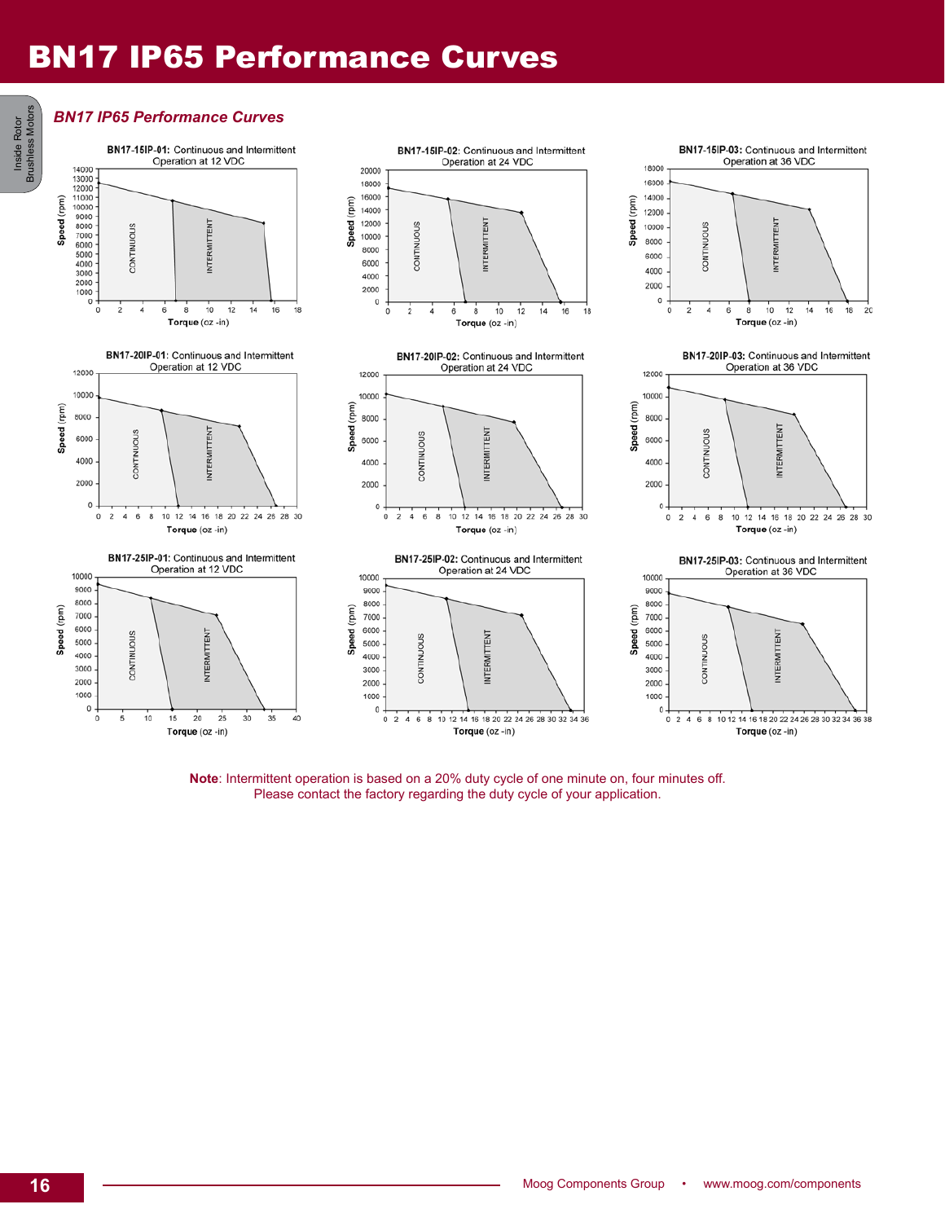# BN17 IP65 Performance Curves

*BN17 IP65 Performance Curves*

**BN17-15IP-01:** Continuous and Intermittent Operation at 12 VDC

Speed (rpm)
14000
13000
12000
11000
10000
9000
8000
7000
6000
5000
4000
3000
2000
1000
0
CONTINUOUS
INTERMITTENT
0 2 4 6 8 10 12 14 16 18
Torque (oz -in)

**BN17-15IP-02:** Continuous and Intermittent Operation at 24 VDC

Speed (rpm)
20000
18000
16000
14000
12000
10000
8000
6000
4000
2000
0
CONTINUOUS
INTERMITTENT
0 2 4 6 8 10 12 14 16 18
Torque (oz -in)

**BN17-15IP-03:** Continuous and Intermittent Operation at 36 VDC

Speed (rpm)
18000
16000
14000
12000
10000
8000
6000
4000
2000
0
CONTINUOUS
INTERMITTENT
0 2 4 6 8 10 12 14 16 18 20
Torque (oz -in)

**BN17-20IP-01:** Continuous and Intermittent Operation at 12 VDC

Speed (rpm)
12000
10000
8000
6000
4000
2000
0
CONTINUOUS
INTERMITTENT
0 2 4 6 8 10 12 14 16 18 20 22 24 26 28 30
Torque (oz -in)

**BN17-20IP-02:** Continuous and Intermittent Operation at 24 VDC

Speed (rpm)
12000
10000
8000
6000
4000
2000
0
CONTINUOUS
INTERMITTENT
0 2 4 6 8 10 12 14 16 18 20 22 24 26 28 30
Torque (oz -in)

**BN17-20IP-03:** Continuous and Intermittent Operation at 36 VDC

Speed (rpm)
12000
10000
8000
6000
4000
2000
0
CONTINUOUS
INTERMITTENT
0 2 4 6 8 10 12 14 16 18 20 22 24 26 28 30
Torque (oz -in)

**BN17-25IP-01:** Continuous and Intermittent Operation at 12 VDC

Speed (rpm)
10000
9000
8000
7000
6000
5000
4000
3000
2000
1000
0
CONTINUOUS
INTERMITTENT
0 5 10 15 20 25 30 35 40
Torque (oz -in)

**BN17-25IP-02:** Continuous and Intermittent Operation at 24 VDC

Speed (rpm)
10000
9000
8000
7000
6000
5000
4000
3000
2000
1000
0
CONTINUOUS
INTERMITTENT
0 2 4 6 8 10 12 14 16 18 20 22 24 26 28 30 32 34 36
Torque (oz -in)

**BN17-25IP-03:** Continuous and Intermittent Operation at 36 VDC

Speed (rpm)
10000
9000
8000
7000
6000
5000
4000
3000
2000
1000
0
CONTINUOUS
INTERMITTENT
0 2 4 6 8 10 12 14 16 18 20 22 24 26 28 30 32 34 36 38
Torque (oz -in)

**Note**: Intermittent operation is based on a 20% duty cycle of one minute on, four minutes off. Please contact the factory regarding the duty cycle of your application.